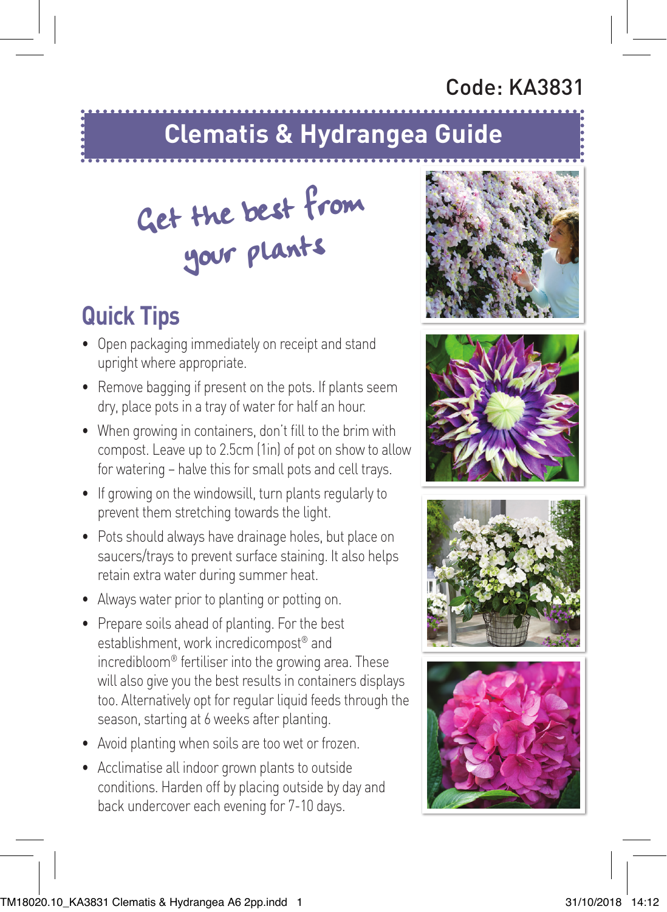Code: KA3831

# Clematis & Hydrangea Guide

*Get the best from your plants*

## Quick Tips

- Open packaging immediately on receipt and stand upright where appropriate.
- Remove bagging if present on the pots. If plants seem dry, place pots in a tray of water for half an hour.
- When growing in containers, don't fill to the brim with compost. Leave up to 2.5cm (1in) of pot on show to allow for watering – halve this for small pots and cell trays.
- If growing on the windowsill, turn plants regularly to prevent them stretching towards the light.
- Pots should always have drainage holes, but place on saucers/trays to prevent surface staining. It also helps retain extra water during summer heat.
- Always water prior to planting or potting on.
- Prepare soils ahead of planting. For the best establishment, work incredicompost® and incredibloom® fertiliser into the growing area. These will also give you the best results in containers displays too. Alternatively opt for regular liquid feeds through the season, starting at 6 weeks after planting.
- Avoid planting when soils are too wet or frozen.
- Acclimatise all indoor grown plants to outside conditions. Harden off by placing outside by day and back undercover each evening for 7-10 days.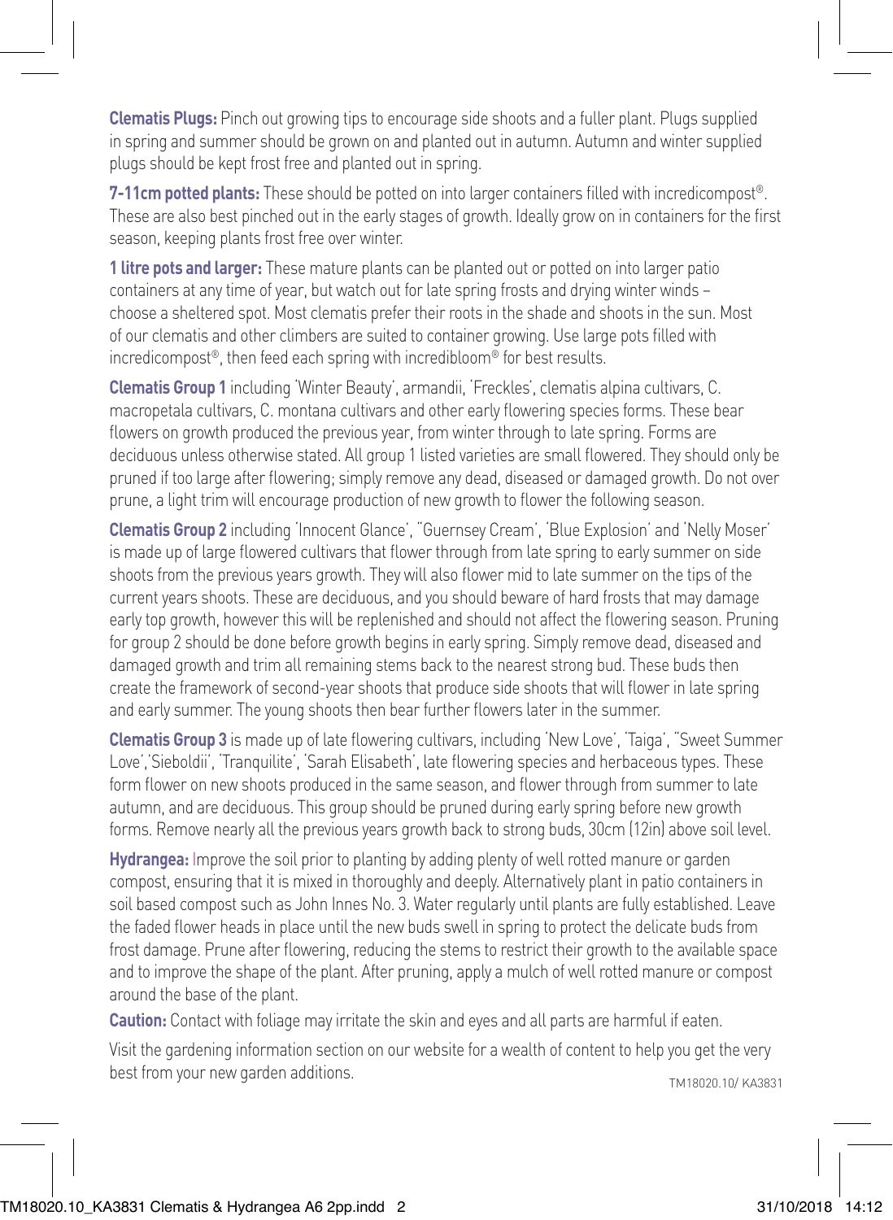**Clematis Plugs:** Pinch out growing tips to encourage side shoots and a fuller plant. Plugs supplied in spring and summer should be grown on and planted out in autumn. Autumn and winter supplied plugs should be kept frost free and planted out in spring.

**7-11cm potted plants:** These should be potted on into larger containers filled with incredicompost®. These are also best pinched out in the early stages of growth. Ideally grow on in containers for the first season, keeping plants frost free over winter.

**1 litre pots and larger:** These mature plants can be planted out or potted on into larger patio containers at any time of year, but watch out for late spring frosts and drying winter winds – choose a sheltered spot. Most clematis prefer their roots in the shade and shoots in the sun. Most of our clematis and other climbers are suited to container growing. Use large pots filled with incredicompost®, then feed each spring with incredibloom® for best results.

**Clematis Group 1** including 'Winter Beauty', armandii, 'Freckles', clematis alpina cultivars, C. macropetala cultivars, C. montana cultivars and other early flowering species forms. These bear flowers on growth produced the previous year, from winter through to late spring. Forms are deciduous unless otherwise stated. All group 1 listed varieties are small flowered. They should only be pruned if too large after flowering; simply remove any dead, diseased or damaged growth. Do not over prune, a light trim will encourage production of new growth to flower the following season.

**Clematis Group 2** including 'Innocent Glance', "Guernsey Cream', 'Blue Explosion' and 'Nelly Moser' is made up of large flowered cultivars that flower through from late spring to early summer on side shoots from the previous years growth. They will also flower mid to late summer on the tips of the current years shoots. These are deciduous, and you should beware of hard frosts that may damage early top growth, however this will be replenished and should not affect the flowering season. Pruning for group 2 should be done before growth begins in early spring. Simply remove dead, diseased and damaged growth and trim all remaining stems back to the nearest strong bud. These buds then create the framework of second-year shoots that produce side shoots that will flower in late spring and early summer. The young shoots then bear further flowers later in the summer.

**Clematis Group 3** is made up of late flowering cultivars, including 'New Love', 'Taiga', "Sweet Summer Love','Sieboldii', 'Tranquilite', 'Sarah Elisabeth', late flowering species and herbaceous types. These form flower on new shoots produced in the same season, and flower through from summer to late autumn, and are deciduous. This group should be pruned during early spring before new growth forms. Remove nearly all the previous years growth back to strong buds, 30cm (12in) above soil level.

**Hydrangea:** Improve the soil prior to planting by adding plenty of well rotted manure or garden compost, ensuring that it is mixed in thoroughly and deeply. Alternatively plant in patio containers in soil based compost such as John Innes No. 3. Water regularly until plants are fully established. Leave the faded flower heads in place until the new buds swell in spring to protect the delicate buds from frost damage. Prune after flowering, reducing the stems to restrict their growth to the available space and to improve the shape of the plant. After pruning, apply a mulch of well rotted manure or compost around the base of the plant.

**Caution:** Contact with foliage may irritate the skin and eyes and all parts are harmful if eaten.

Visit the gardening information section on our website for a wealth of content to help you get the very best from your new garden additions.

TM18020.10/ KA3831